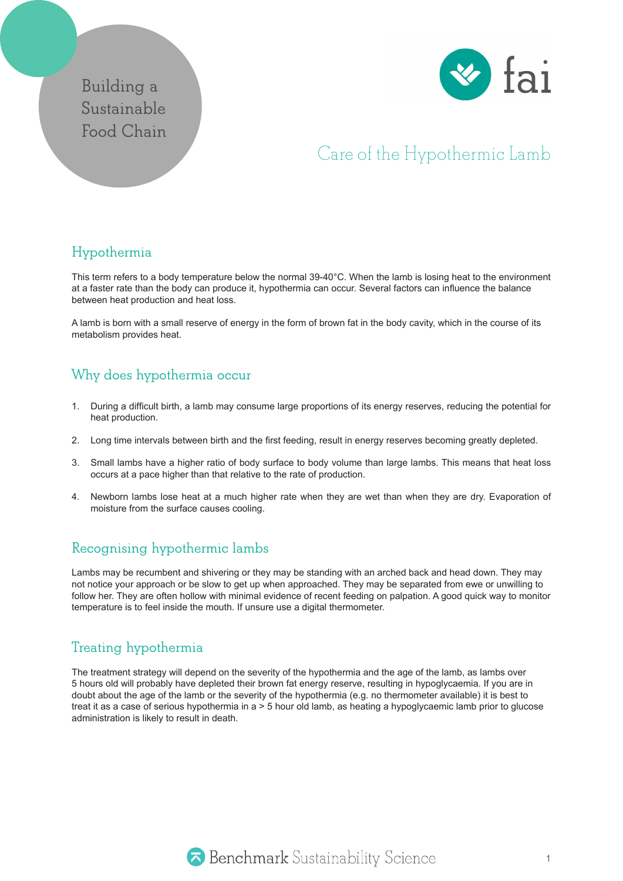Building a Sustainable Food Chain

fai

# Care of the Hypothermic Lamb

## Hypothermia

This term refers to a body temperature below the normal 39-40°C. When the lamb is losing heat to the environment at a faster rate than the body can produce it, hypothermia can occur. Several factors can influence the balance between heat production and heat loss.

A lamb is born with a small reserve of energy in the form of brown fat in the body cavity, which in the course of its metabolism provides heat.

## Why does hypothermia occur

1. During a difficult birth, a lamb may consume large proportions of its energy reserves, reducing the potential for heat production.

2. Long time intervals between birth and the first feeding, result in energy reserves becoming greatly depleted.

3. Small lambs have a higher ratio of body surface to body volume than large lambs. This means that heat loss occurs at a pace higher than that relative to the rate of production.

4. Newborn lambs lose heat at a much higher rate when they are wet than when they are dry. Evaporation of moisture from the surface causes cooling.

## Recognising hypothermic lambs

Lambs may be recumbent and shivering or they may be standing with an arched back and head down. They may not notice your approach or be slow to get up when approached. They may be separated from ewe or unwilling to follow her. They are often hollow with minimal evidence of recent feeding on palpation. A good quick way to monitor temperature is to feel inside the mouth. If unsure use a digital thermometer.

## Treating hypothermia

The treatment strategy will depend on the severity of the hypothermia and the age of the lamb, as lambs over 5 hours old will probably have depleted their brown fat energy reserve, resulting in hypoglycaemia. If you are in doubt about the age of the lamb or the severity of the hypothermia (e.g. no thermometer available) it is best to treat it as a case of serious hypothermia in a > 5 hour old lamb, as heating a hypoglycaemic lamb prior to glucose administration is likely to result in death.

Benchmark Sustainability Science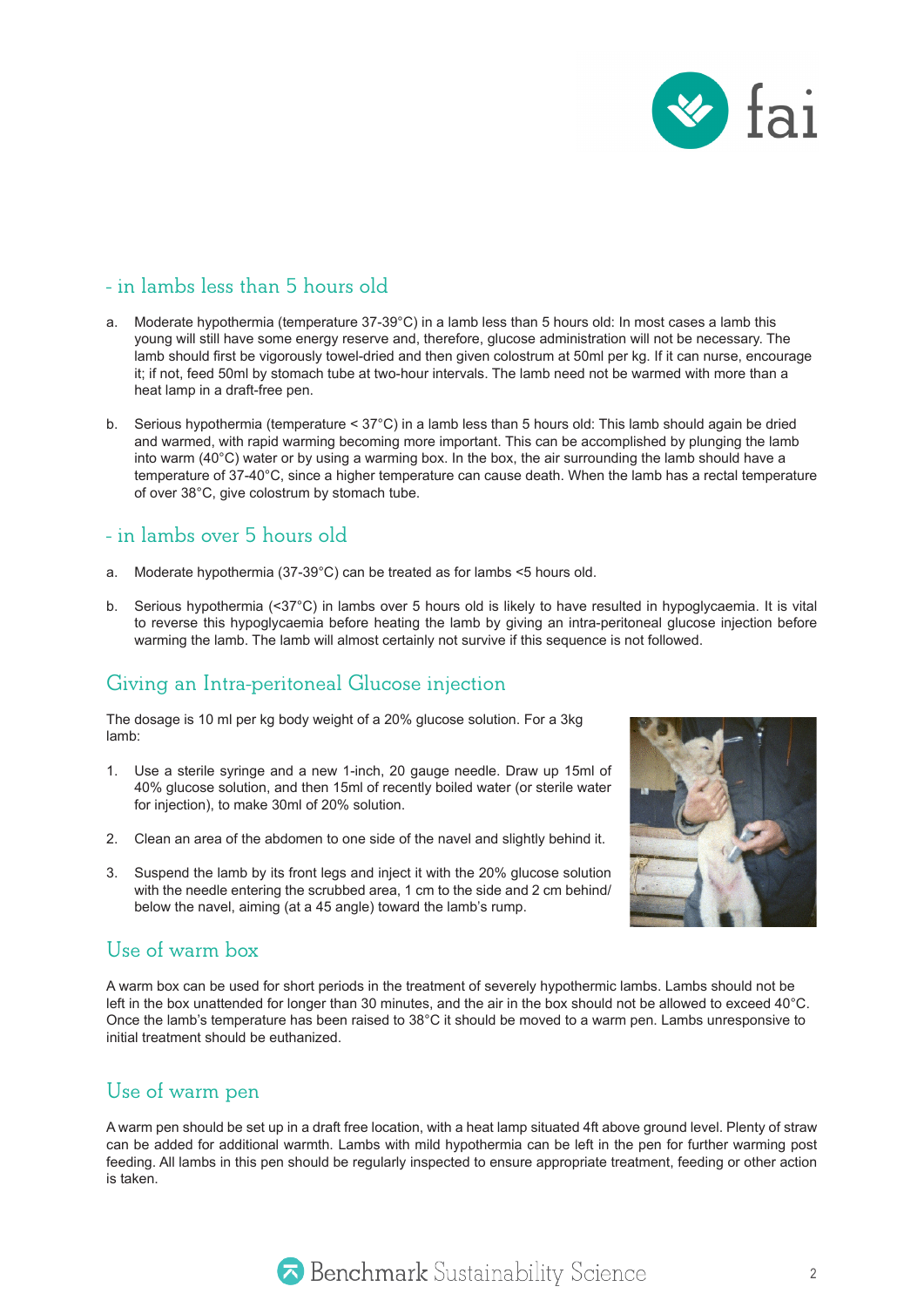## - in lambs less than 5 hours old

a. Moderate hypothermia (temperature 37-39°C) in a lamb less than 5 hours old: In most cases a lamb this young will still have some energy reserve and, therefore, glucose administration will not be necessary. The lamb should first be vigorously towel-dried and then given colostrum at 50ml per kg. If it can nurse, encourage it; if not, feed 50ml by stomach tube at two-hour intervals. The lamb need not be warmed with more than a heat lamp in a draft-free pen.

b. Serious hypothermia (temperature < 37°C) in a lamb less than 5 hours old: This lamb should again be dried and warmed, with rapid warming becoming more important. This can be accomplished by plunging the lamb into warm (40°C) water or by using a warming box. In the box, the air surrounding the lamb should have a temperature of 37-40°C, since a higher temperature can cause death. When the lamb has a rectal temperature of over 38°C, give colostrum by stomach tube.

## - in lambs over 5 hours old

a. Moderate hypothermia (37-39°C) can be treated as for lambs <5 hours old.

b. Serious hypothermia (<37°C) in lambs over 5 hours old is likely to have resulted in hypoglycaemia. It is vital to reverse this hypoglycaemia before heating the lamb by giving an intra-peritoneal glucose injection before warming the lamb. The lamb will almost certainly not survive if this sequence is not followed.

## Giving an Intra-peritoneal Glucose injection

The dosage is 10 ml per kg body weight of a 20% glucose solution. For a 3kg lamb:

1. Use a sterile syringe and a new 1-inch, 20 gauge needle. Draw up 15ml of 40% glucose solution, and then 15ml of recently boiled water (or sterile water for injection), to make 30ml of 20% solution.

2. Clean an area of the abdomen to one side of the navel and slightly behind it.

3. Suspend the lamb by its front legs and inject it with the 20% glucose solution with the needle entering the scrubbed area, 1 cm to the side and 2 cm behind/below the navel, aiming (at a 45 angle) toward the lamb's rump.

## Use of warm box

A warm box can be used for short periods in the treatment of severely hypothermic lambs. Lambs should not be left in the box unattended for longer than 30 minutes, and the air in the box should not be allowed to exceed 40°C. Once the lamb's temperature has been raised to 38°C it should be moved to a warm pen. Lambs unresponsive to initial treatment should be euthanized.

## Use of warm pen

A warm pen should be set up in a draft free location, with a heat lamp situated 4ft above ground level. Plenty of straw can be added for additional warmth. Lambs with mild hypothermia can be left in the pen for further warming post feeding. All lambs in this pen should be regularly inspected to ensure appropriate treatment, feeding or other action is taken.